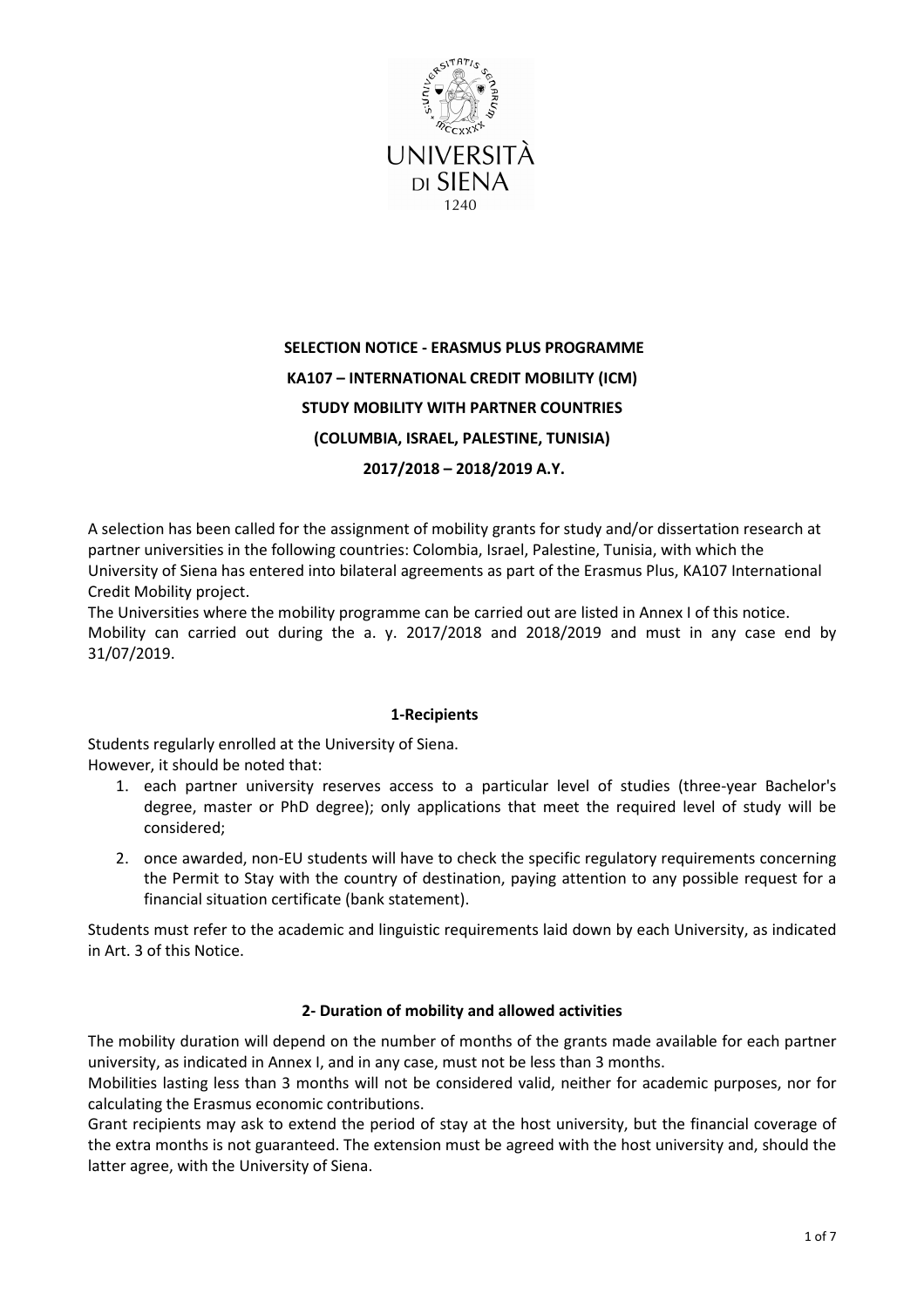**SELECTION NOTICE - ERASMUS PLUS PROGRAMME**

**KA107 – INTERNATIONAL CREDIT MOBILITY (ICM)**

**STUDY MOBILITY WITH PARTNER COUNTRIES**

**(COLUMBIA, ISRAEL, PALESTINE, TUNISIA)**

**2017/2018 – 2018/2019 A.Y.**

A selection has been called for the assignment of mobility grants for study and/or dissertation research at partner universities in the following countries: Colombia, Israel, Palestine, Tunisia, with which the University of Siena has entered into bilateral agreements as part of the Erasmus Plus, KA107 International Credit Mobility project.

The Universities where the mobility programme can be carried out are listed in Annex I of this notice.

Mobility can carried out during the a. y. 2017/2018 and 2018/2019 and must in any case end by 31/07/2019.

## 1-Recipients

Students regularly enrolled at the University of Siena.

However, it should be noted that:

1. each partner university reserves access to a particular level of studies (three-year Bachelor's degree, master or PhD degree); only applications that meet the required level of study will be considered;
2. once awarded, non-EU students will have to check the specific regulatory requirements concerning the Permit to Stay with the country of destination, paying attention to any possible request for a financial situation certificate (bank statement).

Students must refer to the academic and linguistic requirements laid down by each University, as indicated in Art. 3 of this Notice.

## 2- Duration of mobility and allowed activities

The mobility duration will depend on the number of months of the grants made available for each partner university, as indicated in Annex I, and in any case, must not be less than 3 months.

Mobilities lasting less than 3 months will not be considered valid, neither for academic purposes, nor for calculating the Erasmus economic contributions.

Grant recipients may ask to extend the period of stay at the host university, but the financial coverage of the extra months is not guaranteed. The extension must be agreed with the host university and, should the latter agree, with the University of Siena.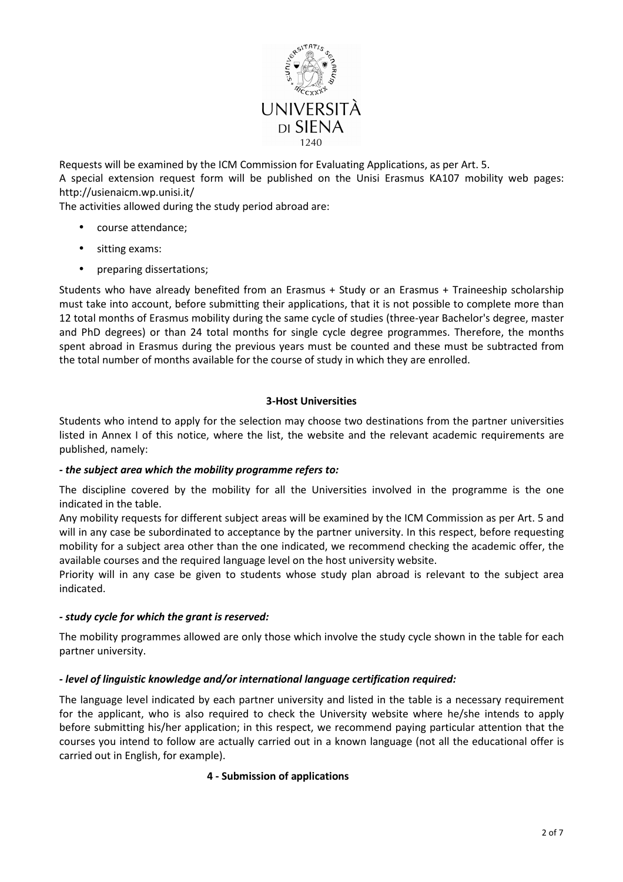Requests will be examined by the ICM Commission for Evaluating Applications, as per Art. 5.
A special extension request form will be published on the Unisi Erasmus KA107 mobility web pages: http://usienaicm.wp.unisi.it/
The activities allowed during the study period abroad are:

- course attendance;
- sitting exams:
- preparing dissertations;

Students who have already benefited from an Erasmus + Study or an Erasmus + Traineeship scholarship must take into account, before submitting their applications, that it is not possible to complete more than 12 total months of Erasmus mobility during the same cycle of studies (three-year Bachelor's degree, master and PhD degrees) or than 24 total months for single cycle degree programmes. Therefore, the months spent abroad in Erasmus during the previous years must be counted and these must be subtracted from the total number of months available for the course of study in which they are enrolled.

## 3-Host Universities

Students who intend to apply for the selection may choose two destinations from the partner universities listed in Annex I of this notice, where the list, the website and the relevant academic requirements are published, namely:

***- the subject area which the mobility programme refers to:***

The discipline covered by the mobility for all the Universities involved in the programme is the one indicated in the table.
Any mobility requests for different subject areas will be examined by the ICM Commission as per Art. 5 and will in any case be subordinated to acceptance by the partner university. In this respect, before requesting mobility for a subject area other than the one indicated, we recommend checking the academic offer, the available courses and the required language level on the host university website.
Priority will in any case be given to students whose study plan abroad is relevant to the subject area indicated.

***- study cycle for which the grant is reserved:***

The mobility programmes allowed are only those which involve the study cycle shown in the table for each partner university.

***- level of linguistic knowledge and/or international language certification required:***

The language level indicated by each partner university and listed in the table is a necessary requirement for the applicant, who is also required to check the University website where he/she intends to apply before submitting his/her application; in this respect, we recommend paying particular attention that the courses you intend to follow are actually carried out in a known language (not all the educational offer is carried out in English, for example).

## 4 - Submission of applications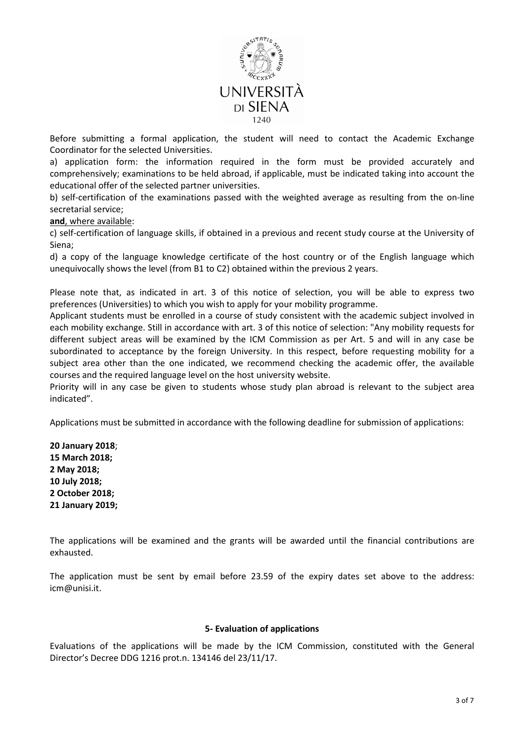Before submitting a formal application, the student will need to contact the Academic Exchange Coordinator for the selected Universities.

a) application form: the information required in the form must be provided accurately and comprehensively; examinations to be held abroad, if applicable, must be indicated taking into account the educational offer of the selected partner universities.

b) self-certification of the examinations passed with the weighted average as resulting from the on-line secretarial service;

**and**, where available:

c) self-certification of language skills, if obtained in a previous and recent study course at the University of Siena;

d) a copy of the language knowledge certificate of the host country or of the English language which unequivocally shows the level (from B1 to C2) obtained within the previous 2 years.

Please note that, as indicated in art. 3 of this notice of selection, you will be able to express two preferences (Universities) to which you wish to apply for your mobility programme.

Applicant students must be enrolled in a course of study consistent with the academic subject involved in each mobility exchange. Still in accordance with art. 3 of this notice of selection: "Any mobility requests for different subject areas will be examined by the ICM Commission as per Art. 5 and will in any case be subordinated to acceptance by the foreign University. In this respect, before requesting mobility for a subject area other than the one indicated, we recommend checking the academic offer, the available courses and the required language level on the host university website.

Priority will in any case be given to students whose study plan abroad is relevant to the subject area indicated".

Applications must be submitted in accordance with the following deadline for submission of applications:

**20 January 2018**;
**15 March 2018;**
**2 May 2018;**
**10 July 2018;**
**2 October 2018;**
**21 January 2019;**

The applications will be examined and the grants will be awarded until the financial contributions are exhausted.

The application must be sent by email before 23.59 of the expiry dates set above to the address: icm@unisi.it.

## 5- Evaluation of applications

Evaluations of the applications will be made by the ICM Commission, constituted with the General Director's Decree DDG 1216 prot.n. 134146 del 23/11/17.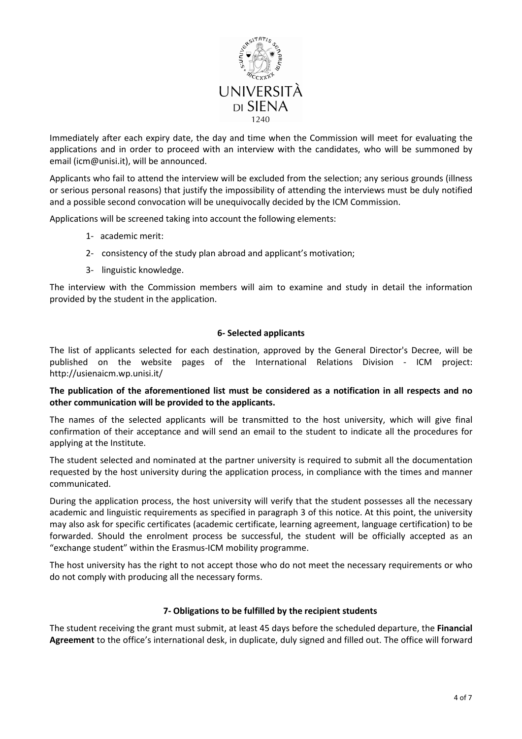Immediately after each expiry date, the day and time when the Commission will meet for evaluating the applications and in order to proceed with an interview with the candidates, who will be summoned by email (icm@unisi.it), will be announced.

Applicants who fail to attend the interview will be excluded from the selection; any serious grounds (illness or serious personal reasons) that justify the impossibility of attending the interviews must be duly notified and a possible second convocation will be unequivocally decided by the ICM Commission.

Applications will be screened taking into account the following elements:

1- academic merit:
2- consistency of the study plan abroad and applicant's motivation;
3- linguistic knowledge.

The interview with the Commission members will aim to examine and study in detail the information provided by the student in the application.

**6- Selected applicants**

The list of applicants selected for each destination, approved by the General Director's Decree, will be published on the website pages of the International Relations Division - ICM project: http://usienaicm.wp.unisi.it/

**The publication of the aforementioned list must be considered as a notification in all respects and no other communication will be provided to the applicants.**

The names of the selected applicants will be transmitted to the host university, which will give final confirmation of their acceptance and will send an email to the student to indicate all the procedures for applying at the Institute.

The student selected and nominated at the partner university is required to submit all the documentation requested by the host university during the application process, in compliance with the times and manner communicated.

During the application process, the host university will verify that the student possesses all the necessary academic and linguistic requirements as specified in paragraph 3 of this notice. At this point, the university may also ask for specific certificates (academic certificate, learning agreement, language certification) to be forwarded. Should the enrolment process be successful, the student will be officially accepted as an "exchange student" within the Erasmus-ICM mobility programme.

The host university has the right to not accept those who do not meet the necessary requirements or who do not comply with producing all the necessary forms.

**7- Obligations to be fulfilled by the recipient students**

The student receiving the grant must submit, at least 45 days before the scheduled departure, the **Financial Agreement** to the office's international desk, in duplicate, duly signed and filled out. The office will forward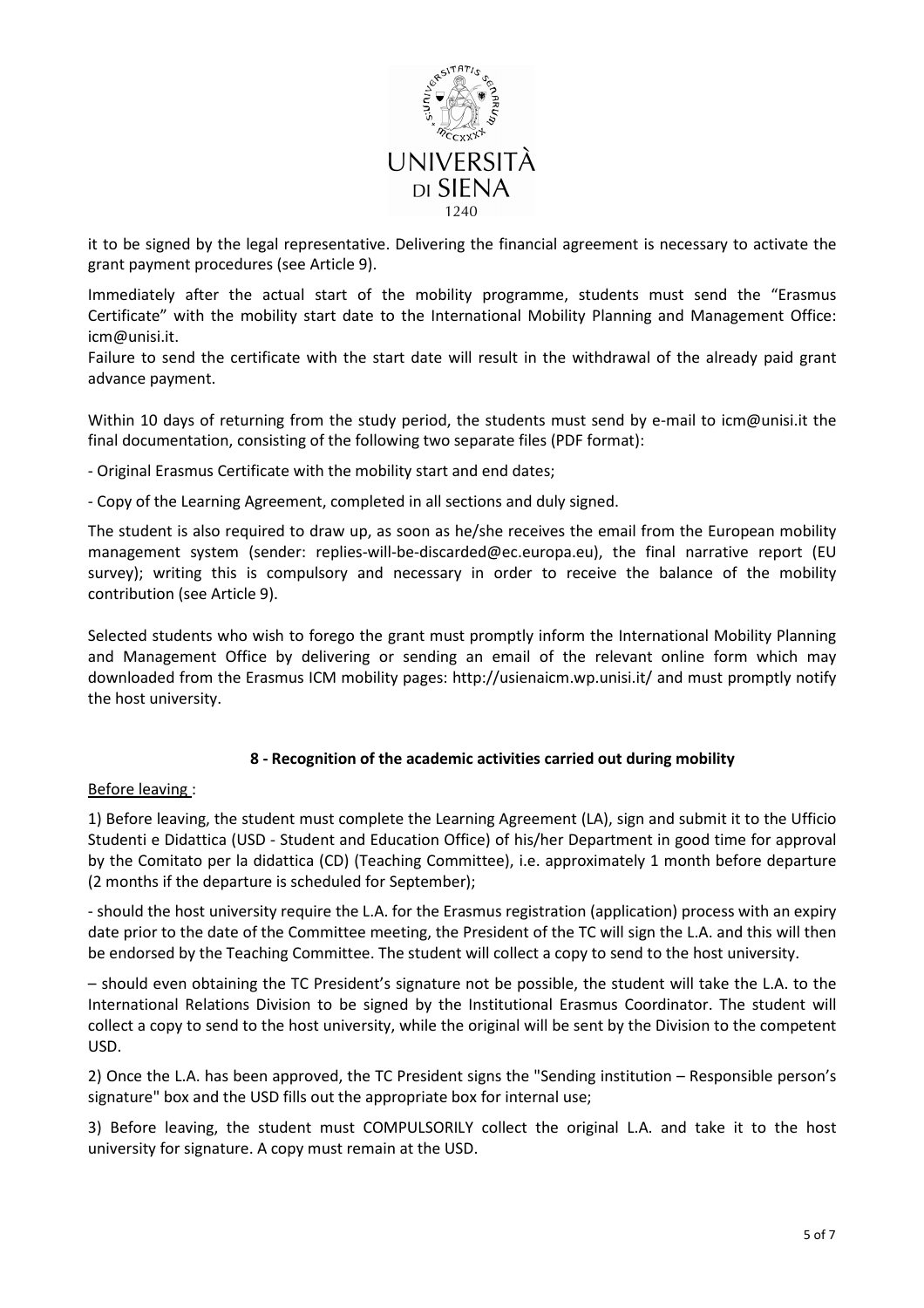it to be signed by the legal representative. Delivering the financial agreement is necessary to activate the grant payment procedures (see Article 9).

Immediately after the actual start of the mobility programme, students must send the "Erasmus Certificate" with the mobility start date to the International Mobility Planning and Management Office: icm@unisi.it.
Failure to send the certificate with the start date will result in the withdrawal of the already paid grant advance payment.

Within 10 days of returning from the study period, the students must send by e-mail to icm@unisi.it the final documentation, consisting of the following two separate files (PDF format):

- Original Erasmus Certificate with the mobility start and end dates;

- Copy of the Learning Agreement, completed in all sections and duly signed.

The student is also required to draw up, as soon as he/she receives the email from the European mobility management system (sender: replies-will-be-discarded@ec.europa.eu), the final narrative report (EU survey); writing this is compulsory and necessary in order to receive the balance of the mobility contribution (see Article 9).

Selected students who wish to forego the grant must promptly inform the International Mobility Planning and Management Office by delivering or sending an email of the relevant online form which may downloaded from the Erasmus ICM mobility pages: http://usienaicm.wp.unisi.it/ and must promptly notify the host university.

## 8 - Recognition of the academic activities carried out during mobility

Before leaving :

1) Before leaving, the student must complete the Learning Agreement (LA), sign and submit it to the Ufficio Studenti e Didattica (USD - Student and Education Office) of his/her Department in good time for approval by the Comitato per la didattica (CD) (Teaching Committee), i.e. approximately 1 month before departure (2 months if the departure is scheduled for September);

- should the host university require the L.A. for the Erasmus registration (application) process with an expiry date prior to the date of the Committee meeting, the President of the TC will sign the L.A. and this will then be endorsed by the Teaching Committee. The student will collect a copy to send to the host university.

– should even obtaining the TC President's signature not be possible, the student will take the L.A. to the International Relations Division to be signed by the Institutional Erasmus Coordinator. The student will collect a copy to send to the host university, while the original will be sent by the Division to the competent USD.

2) Once the L.A. has been approved, the TC President signs the "Sending institution – Responsible person's signature" box and the USD fills out the appropriate box for internal use;

3) Before leaving, the student must COMPULSORILY collect the original L.A. and take it to the host university for signature. A copy must remain at the USD.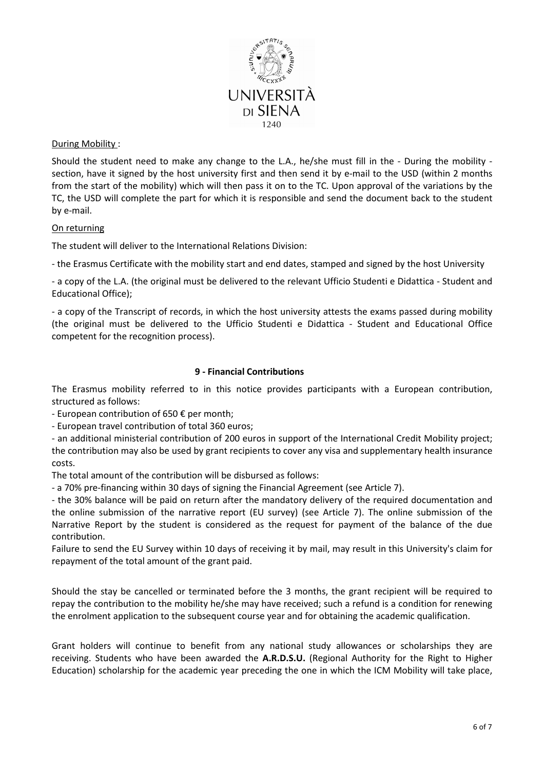<u>During Mobility</u> :

Should the student need to make any change to the L.A., he/she must fill in the - During the mobility - section, have it signed by the host university first and then send it by e-mail to the USD (within 2 months from the start of the mobility) which will then pass it on to the TC. Upon approval of the variations by the TC, the USD will complete the part for which it is responsible and send the document back to the student by e-mail.

<u>On returning</u>

The student will deliver to the International Relations Division:

- the Erasmus Certificate with the mobility start and end dates, stamped and signed by the host University

- a copy of the L.A. (the original must be delivered to the relevant Ufficio Studenti e Didattica - Student and Educational Office);

- a copy of the Transcript of records, in which the host university attests the exams passed during mobility (the original must be delivered to the Ufficio Studenti e Didattica - Student and Educational Office competent for the recognition process).

## 9 - Financial Contributions

The Erasmus mobility referred to in this notice provides participants with a European contribution, structured as follows:

- European contribution of 650 € per month;
- European travel contribution of total 360 euros;
- an additional ministerial contribution of 200 euros in support of the International Credit Mobility project; the contribution may also be used by grant recipients to cover any visa and supplementary health insurance costs.

The total amount of the contribution will be disbursed as follows:

- a 70% pre-financing within 30 days of signing the Financial Agreement (see Article 7).
- the 30% balance will be paid on return after the mandatory delivery of the required documentation and the online submission of the narrative report (EU survey) (see Article 7). The online submission of the Narrative Report by the student is considered as the request for payment of the balance of the due contribution.

Failure to send the EU Survey within 10 days of receiving it by mail, may result in this University's claim for repayment of the total amount of the grant paid.

Should the stay be cancelled or terminated before the 3 months, the grant recipient will be required to repay the contribution to the mobility he/she may have received; such a refund is a condition for renewing the enrolment application to the subsequent course year and for obtaining the academic qualification.

Grant holders will continue to benefit from any national study allowances or scholarships they are receiving. Students who have been awarded the **A.R.D.S.U.** (Regional Authority for the Right to Higher Education) scholarship for the academic year preceding the one in which the ICM Mobility will take place,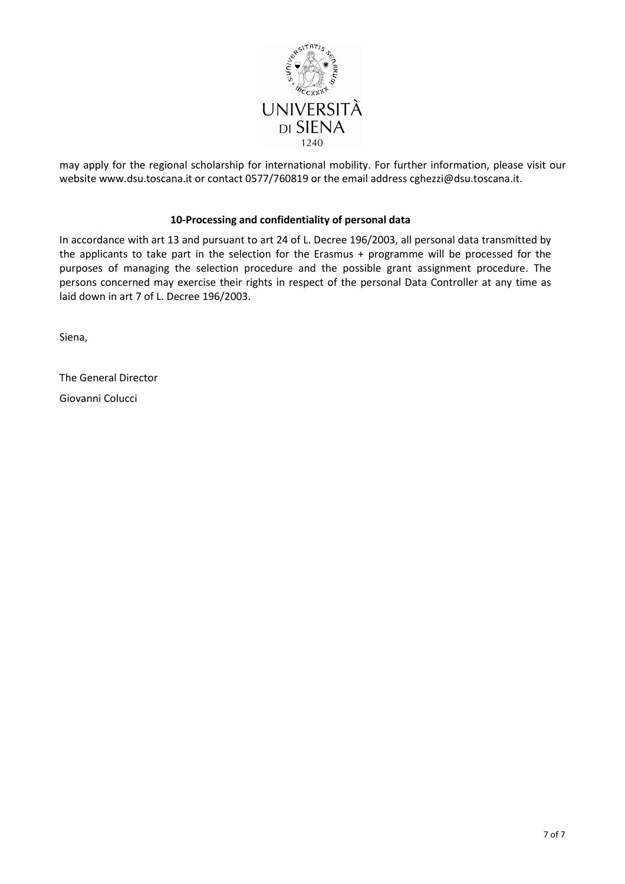may apply for the regional scholarship for international mobility. For further information, please visit our website www.dsu.toscana.it or contact 0577/760819 or the email address cghezzi@dsu.toscana.it.

### 10-Processing and confidentiality of personal data

In accordance with art 13 and pursuant to art 24 of L. Decree 196/2003, all personal data transmitted by the applicants to take part in the selection for the Erasmus + programme will be processed for the purposes of managing the selection procedure and the possible grant assignment procedure. The persons concerned may exercise their rights in respect of the personal Data Controller at any time as laid down in art 7 of L. Decree 196/2003.

Siena,

The General Director

Giovanni Colucci